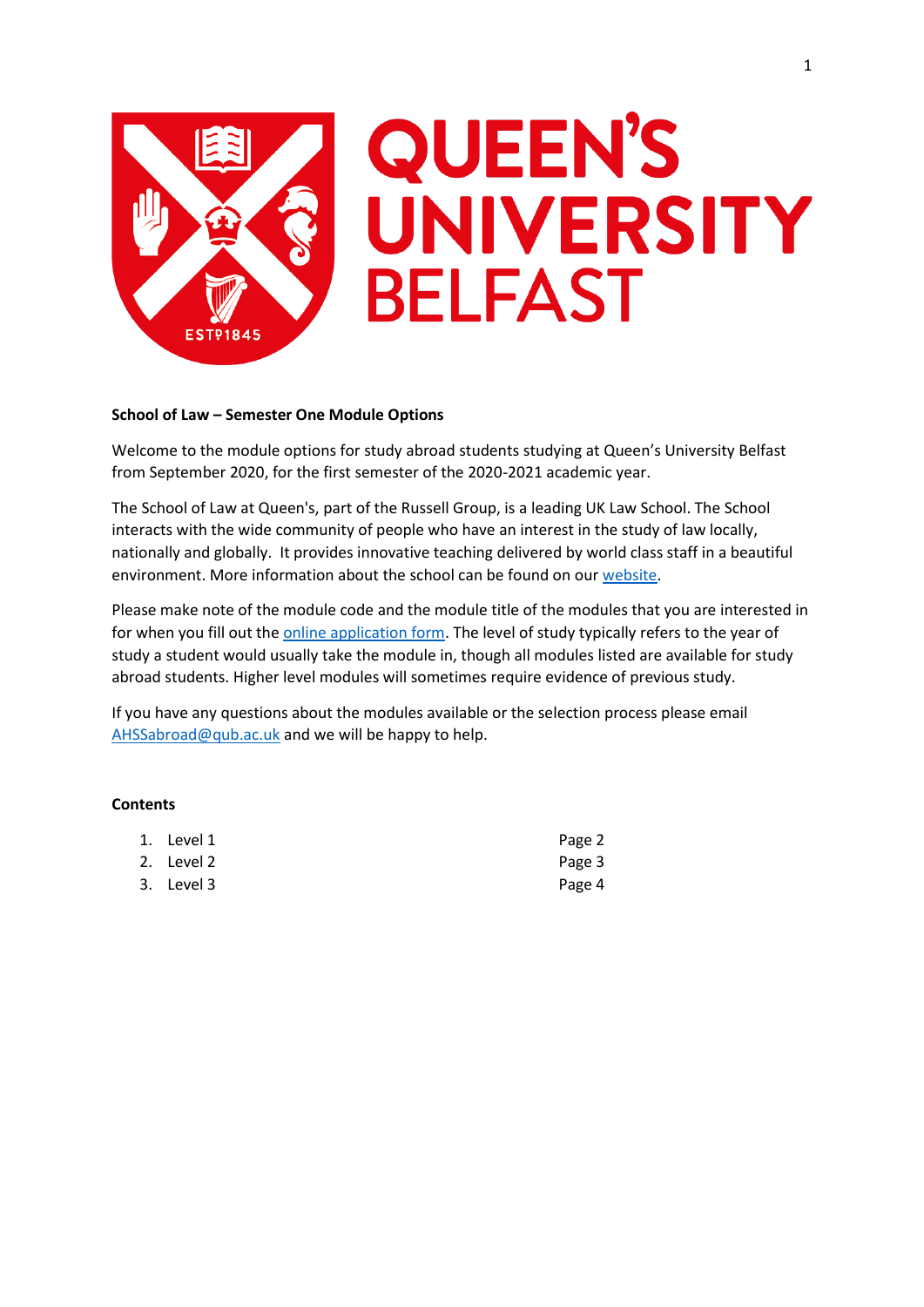**School of Law – Semester One Module Options**

Welcome to the module options for study abroad students studying at Queen's University Belfast from September 2020, for the first semester of the 2020-2021 academic year.

The School of Law at Queen's, part of the Russell Group, is a leading UK Law School. The School interacts with the wide community of people who have an interest in the study of law locally, nationally and globally. It provides innovative teaching delivered by world class staff in a beautiful environment. More information about the school can be found on our website.

Please make note of the module code and the module title of the modules that you are interested in for when you fill out the online application form. The level of study typically refers to the year of study a student would usually take the module in, though all modules listed are available for study abroad students. Higher level modules will sometimes require evidence of previous study.

If you have any questions about the modules available or the selection process please email AHSSabroad@qub.ac.uk and we will be happy to help.

**Contents**

1. Level 1 Page 2
2. Level 2 Page 3
3. Level 3 Page 4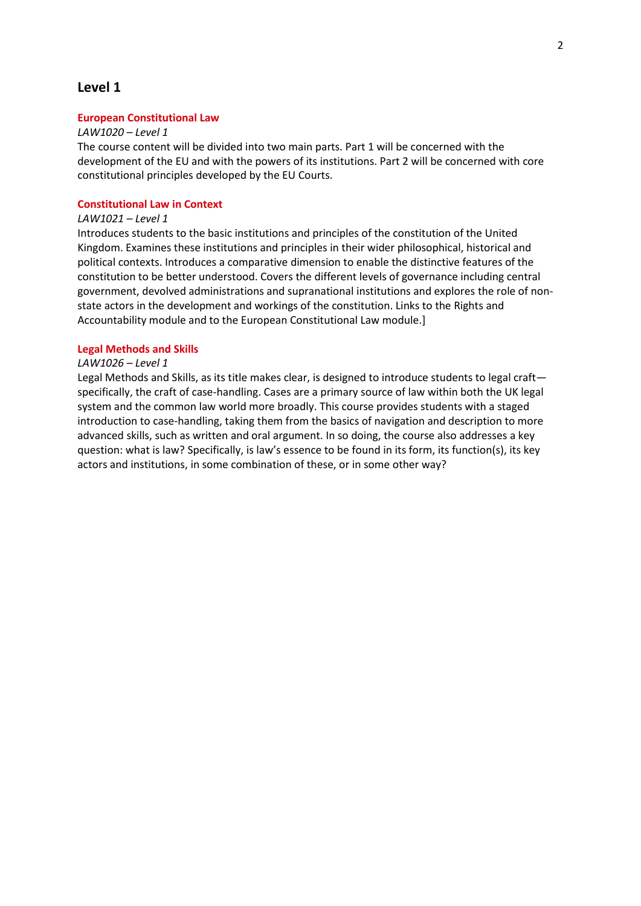# Level 1

## European Constitutional Law

*LAW1020 – Level 1*

The course content will be divided into two main parts. Part 1 will be concerned with the development of the EU and with the powers of its institutions. Part 2 will be concerned with core constitutional principles developed by the EU Courts.

## Constitutional Law in Context

*LAW1021 – Level 1*

Introduces students to the basic institutions and principles of the constitution of the United Kingdom. Examines these institutions and principles in their wider philosophical, historical and political contexts. Introduces a comparative dimension to enable the distinctive features of the constitution to be better understood. Covers the different levels of governance including central government, devolved administrations and supranational institutions and explores the role of non-state actors in the development and workings of the constitution. Links to the Rights and Accountability module and to the European Constitutional Law module.]

## Legal Methods and Skills

*LAW1026 – Level 1*

Legal Methods and Skills, as its title makes clear, is designed to introduce students to legal craft—specifically, the craft of case-handling. Cases are a primary source of law within both the UK legal system and the common law world more broadly. This course provides students with a staged introduction to case-handling, taking them from the basics of navigation and description to more advanced skills, such as written and oral argument. In so doing, the course also addresses a key question: what is law? Specifically, is law's essence to be found in its form, its function(s), its key actors and institutions, in some combination of these, or in some other way?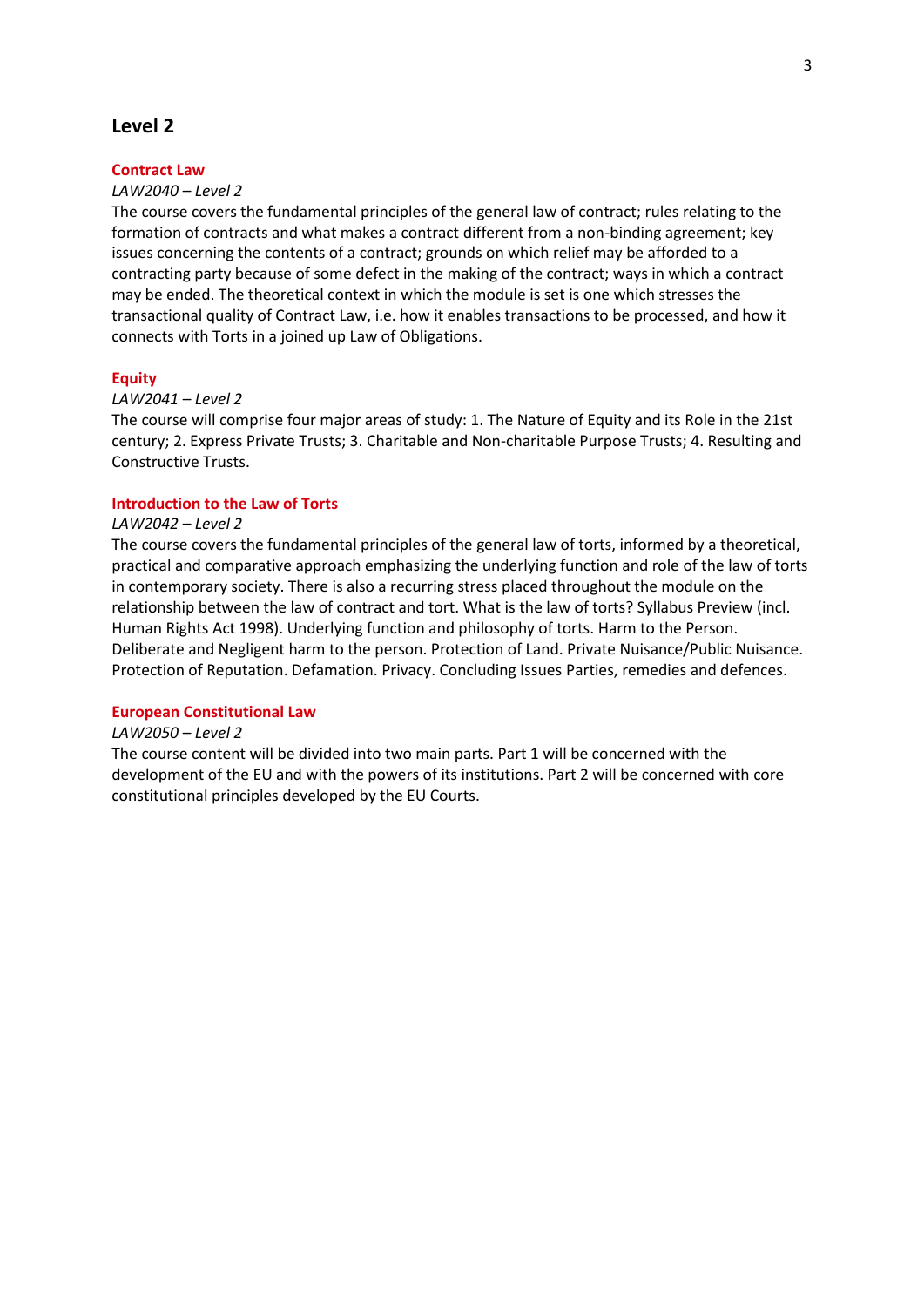## Level 2

### Contract Law

*LAW2040 – Level 2*

The course covers the fundamental principles of the general law of contract; rules relating to the formation of contracts and what makes a contract different from a non-binding agreement; key issues concerning the contents of a contract; grounds on which relief may be afforded to a contracting party because of some defect in the making of the contract; ways in which a contract may be ended. The theoretical context in which the module is set is one which stresses the transactional quality of Contract Law, i.e. how it enables transactions to be processed, and how it connects with Torts in a joined up Law of Obligations.

### Equity

*LAW2041 – Level 2*

The course will comprise four major areas of study: 1. The Nature of Equity and its Role in the 21st century; 2. Express Private Trusts; 3. Charitable and Non-charitable Purpose Trusts; 4. Resulting and Constructive Trusts.

### Introduction to the Law of Torts

*LAW2042 – Level 2*

The course covers the fundamental principles of the general law of torts, informed by a theoretical, practical and comparative approach emphasizing the underlying function and role of the law of torts in contemporary society. There is also a recurring stress placed throughout the module on the relationship between the law of contract and tort. What is the law of torts? Syllabus Preview (incl. Human Rights Act 1998). Underlying function and philosophy of torts. Harm to the Person. Deliberate and Negligent harm to the person. Protection of Land. Private Nuisance/Public Nuisance. Protection of Reputation. Defamation. Privacy. Concluding Issues Parties, remedies and defences.

### European Constitutional Law

*LAW2050 – Level 2*

The course content will be divided into two main parts. Part 1 will be concerned with the development of the EU and with the powers of its institutions. Part 2 will be concerned with core constitutional principles developed by the EU Courts.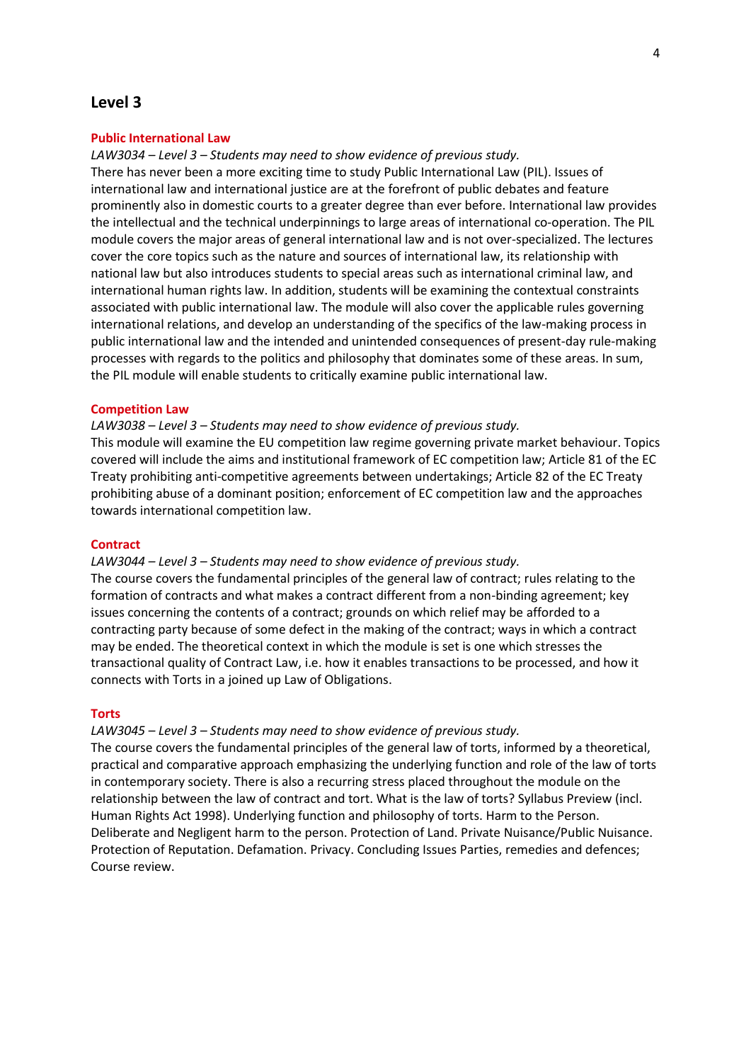# Level 3

## Public International Law

*LAW3034 – Level 3 – Students may need to show evidence of previous study.*

There has never been a more exciting time to study Public International Law (PIL). Issues of international law and international justice are at the forefront of public debates and feature prominently also in domestic courts to a greater degree than ever before. International law provides the intellectual and the technical underpinnings to large areas of international co-operation. The PIL module covers the major areas of general international law and is not over-specialized. The lectures cover the core topics such as the nature and sources of international law, its relationship with national law but also introduces students to special areas such as international criminal law, and international human rights law. In addition, students will be examining the contextual constraints associated with public international law. The module will also cover the applicable rules governing international relations, and develop an understanding of the specifics of the law-making process in public international law and the intended and unintended consequences of present-day rule-making processes with regards to the politics and philosophy that dominates some of these areas. In sum, the PIL module will enable students to critically examine public international law.

## Competition Law

*LAW3038 – Level 3 – Students may need to show evidence of previous study.*

This module will examine the EU competition law regime governing private market behaviour. Topics covered will include the aims and institutional framework of EC competition law; Article 81 of the EC Treaty prohibiting anti-competitive agreements between undertakings; Article 82 of the EC Treaty prohibiting abuse of a dominant position; enforcement of EC competition law and the approaches towards international competition law.

## Contract

*LAW3044 – Level 3 – Students may need to show evidence of previous study.*

The course covers the fundamental principles of the general law of contract; rules relating to the formation of contracts and what makes a contract different from a non-binding agreement; key issues concerning the contents of a contract; grounds on which relief may be afforded to a contracting party because of some defect in the making of the contract; ways in which a contract may be ended. The theoretical context in which the module is set is one which stresses the transactional quality of Contract Law, i.e. how it enables transactions to be processed, and how it connects with Torts in a joined up Law of Obligations.

## Torts

*LAW3045 – Level 3 – Students may need to show evidence of previous study.*

The course covers the fundamental principles of the general law of torts, informed by a theoretical, practical and comparative approach emphasizing the underlying function and role of the law of torts in contemporary society. There is also a recurring stress placed throughout the module on the relationship between the law of contract and tort. What is the law of torts? Syllabus Preview (incl. Human Rights Act 1998). Underlying function and philosophy of torts. Harm to the Person. Deliberate and Negligent harm to the person. Protection of Land. Private Nuisance/Public Nuisance. Protection of Reputation. Defamation. Privacy. Concluding Issues Parties, remedies and defences; Course review.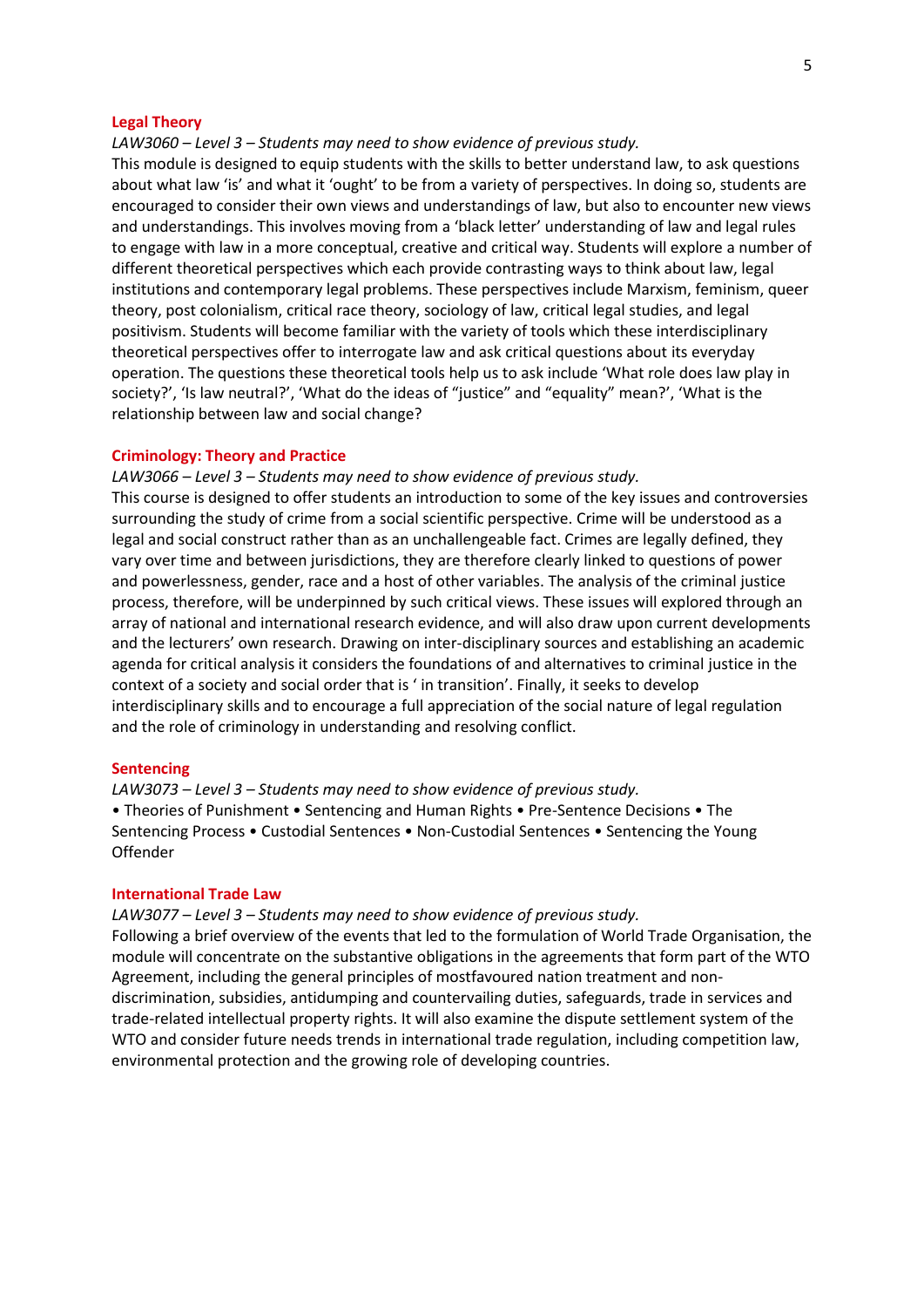### Legal Theory

*LAW3060 – Level 3 – Students may need to show evidence of previous study.*

This module is designed to equip students with the skills to better understand law, to ask questions about what law 'is' and what it 'ought' to be from a variety of perspectives. In doing so, students are encouraged to consider their own views and understandings of law, but also to encounter new views and understandings. This involves moving from a 'black letter' understanding of law and legal rules to engage with law in a more conceptual, creative and critical way. Students will explore a number of different theoretical perspectives which each provide contrasting ways to think about law, legal institutions and contemporary legal problems. These perspectives include Marxism, feminism, queer theory, post colonialism, critical race theory, sociology of law, critical legal studies, and legal positivism. Students will become familiar with the variety of tools which these interdisciplinary theoretical perspectives offer to interrogate law and ask critical questions about its everyday operation. The questions these theoretical tools help us to ask include 'What role does law play in society?', 'Is law neutral?', 'What do the ideas of "justice" and "equality" mean?', 'What is the relationship between law and social change?

### Criminology: Theory and Practice

*LAW3066 – Level 3 – Students may need to show evidence of previous study.*

This course is designed to offer students an introduction to some of the key issues and controversies surrounding the study of crime from a social scientific perspective. Crime will be understood as a legal and social construct rather than as an unchallengeable fact. Crimes are legally defined, they vary over time and between jurisdictions, they are therefore clearly linked to questions of power and powerlessness, gender, race and a host of other variables. The analysis of the criminal justice process, therefore, will be underpinned by such critical views. These issues will explored through an array of national and international research evidence, and will also draw upon current developments and the lecturers' own research. Drawing on inter-disciplinary sources and establishing an academic agenda for critical analysis it considers the foundations of and alternatives to criminal justice in the context of a society and social order that is ' in transition'. Finally, it seeks to develop interdisciplinary skills and to encourage a full appreciation of the social nature of legal regulation and the role of criminology in understanding and resolving conflict.

### Sentencing

*LAW3073 – Level 3 – Students may need to show evidence of previous study.*

• Theories of Punishment • Sentencing and Human Rights • Pre-Sentence Decisions • The Sentencing Process • Custodial Sentences • Non-Custodial Sentences • Sentencing the Young Offender

### International Trade Law

*LAW3077 – Level 3 – Students may need to show evidence of previous study.*

Following a brief overview of the events that led to the formulation of World Trade Organisation, the module will concentrate on the substantive obligations in the agreements that form part of the WTO Agreement, including the general principles of mostfavoured nation treatment and non-discrimination, subsidies, antidumping and countervailing duties, safeguards, trade in services and trade-related intellectual property rights. It will also examine the dispute settlement system of the WTO and consider future needs trends in international trade regulation, including competition law, environmental protection and the growing role of developing countries.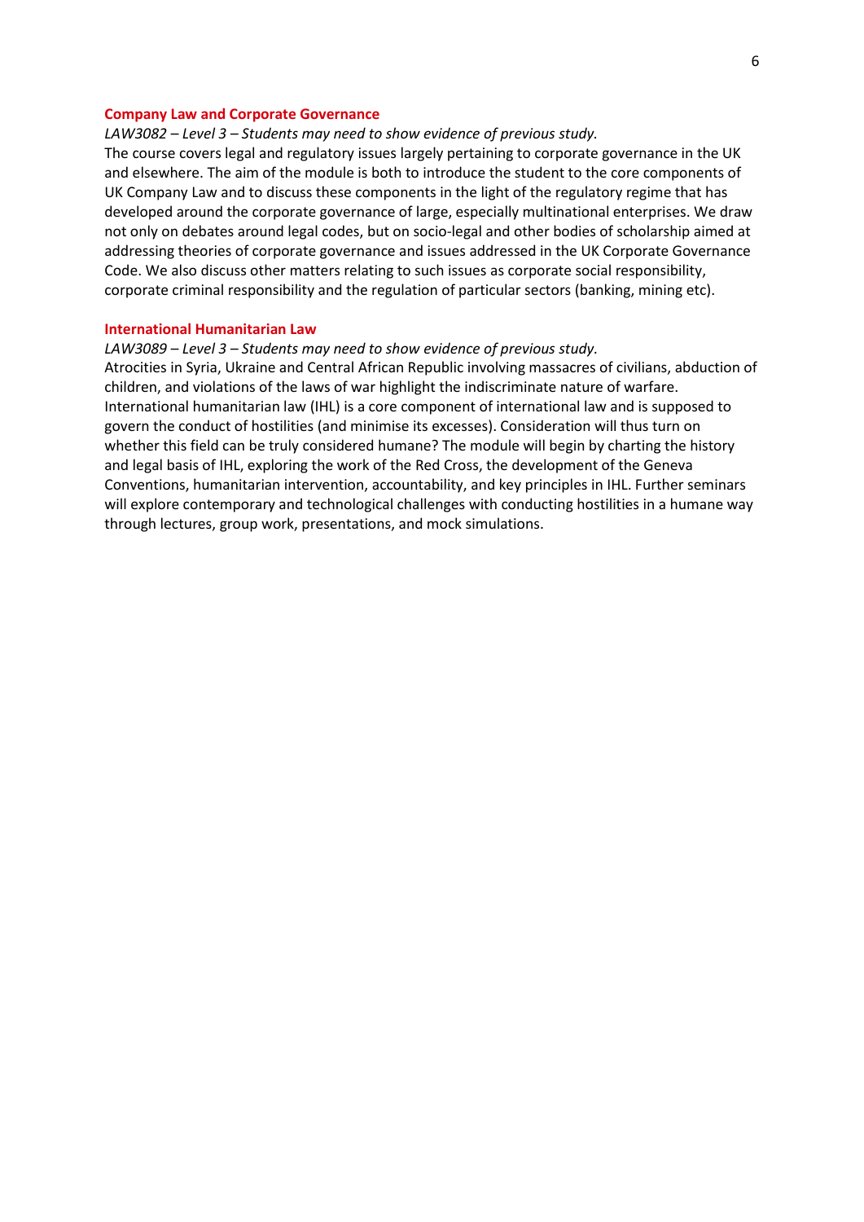### Company Law and Corporate Governance

*LAW3082 – Level 3 – Students may need to show evidence of previous study.*

The course covers legal and regulatory issues largely pertaining to corporate governance in the UK and elsewhere. The aim of the module is both to introduce the student to the core components of UK Company Law and to discuss these components in the light of the regulatory regime that has developed around the corporate governance of large, especially multinational enterprises. We draw not only on debates around legal codes, but on socio-legal and other bodies of scholarship aimed at addressing theories of corporate governance and issues addressed in the UK Corporate Governance Code. We also discuss other matters relating to such issues as corporate social responsibility, corporate criminal responsibility and the regulation of particular sectors (banking, mining etc).

### International Humanitarian Law

*LAW3089 – Level 3 – Students may need to show evidence of previous study.*

Atrocities in Syria, Ukraine and Central African Republic involving massacres of civilians, abduction of children, and violations of the laws of war highlight the indiscriminate nature of warfare. International humanitarian law (IHL) is a core component of international law and is supposed to govern the conduct of hostilities (and minimise its excesses). Consideration will thus turn on whether this field can be truly considered humane? The module will begin by charting the history and legal basis of IHL, exploring the work of the Red Cross, the development of the Geneva Conventions, humanitarian intervention, accountability, and key principles in IHL. Further seminars will explore contemporary and technological challenges with conducting hostilities in a humane way through lectures, group work, presentations, and mock simulations.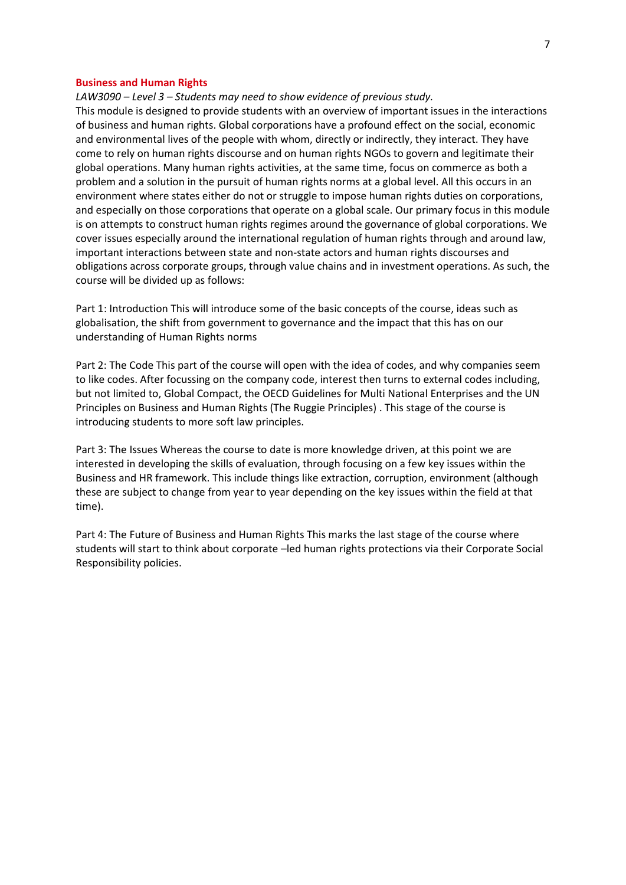**Business and Human Rights**

*LAW3090 – Level 3 – Students may need to show evidence of previous study.*

This module is designed to provide students with an overview of important issues in the interactions of business and human rights. Global corporations have a profound effect on the social, economic and environmental lives of the people with whom, directly or indirectly, they interact. They have come to rely on human rights discourse and on human rights NGOs to govern and legitimate their global operations. Many human rights activities, at the same time, focus on commerce as both a problem and a solution in the pursuit of human rights norms at a global level. All this occurs in an environment where states either do not or struggle to impose human rights duties on corporations, and especially on those corporations that operate on a global scale. Our primary focus in this module is on attempts to construct human rights regimes around the governance of global corporations. We cover issues especially around the international regulation of human rights through and around law, important interactions between state and non-state actors and human rights discourses and obligations across corporate groups, through value chains and in investment operations. As such, the course will be divided up as follows:

Part 1: Introduction This will introduce some of the basic concepts of the course, ideas such as globalisation, the shift from government to governance and the impact that this has on our understanding of Human Rights norms

Part 2: The Code This part of the course will open with the idea of codes, and why companies seem to like codes. After focussing on the company code, interest then turns to external codes including, but not limited to, Global Compact, the OECD Guidelines for Multi National Enterprises and the UN Principles on Business and Human Rights (The Ruggie Principles) . This stage of the course is introducing students to more soft law principles.

Part 3: The Issues Whereas the course to date is more knowledge driven, at this point we are interested in developing the skills of evaluation, through focusing on a few key issues within the Business and HR framework. This include things like extraction, corruption, environment (although these are subject to change from year to year depending on the key issues within the field at that time).

Part 4: The Future of Business and Human Rights This marks the last stage of the course where students will start to think about corporate –led human rights protections via their Corporate Social Responsibility policies.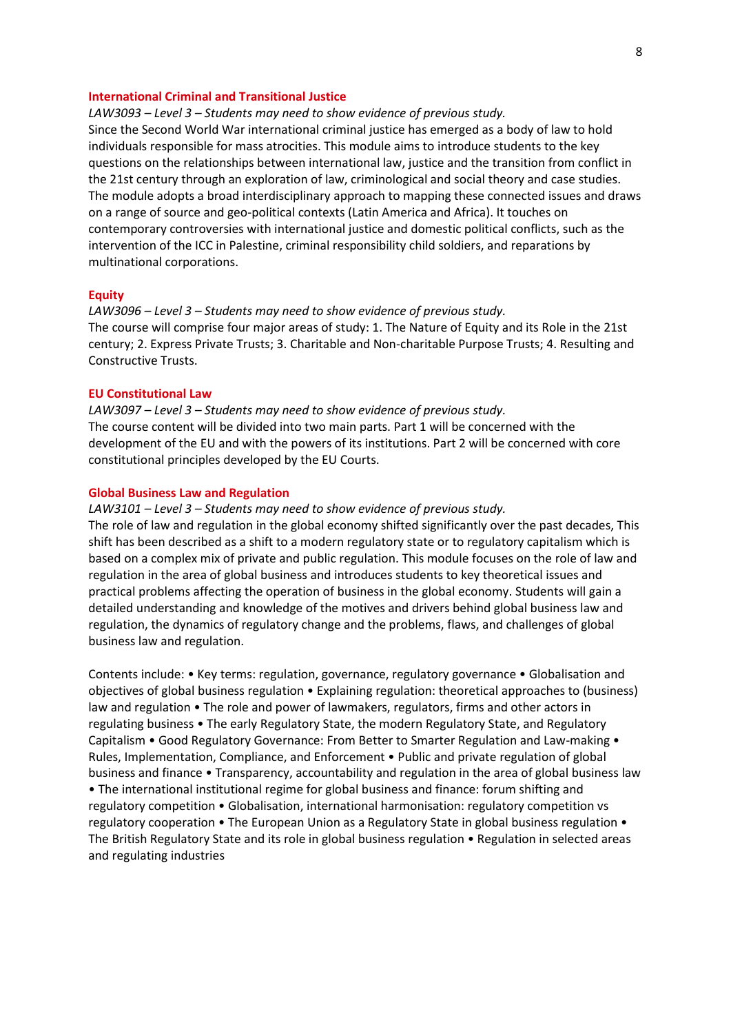### International Criminal and Transitional Justice

*LAW3093 – Level 3 – Students may need to show evidence of previous study.*

Since the Second World War international criminal justice has emerged as a body of law to hold individuals responsible for mass atrocities. This module aims to introduce students to the key questions on the relationships between international law, justice and the transition from conflict in the 21st century through an exploration of law, criminological and social theory and case studies. The module adopts a broad interdisciplinary approach to mapping these connected issues and draws on a range of source and geo-political contexts (Latin America and Africa). It touches on contemporary controversies with international justice and domestic political conflicts, such as the intervention of the ICC in Palestine, criminal responsibility child soldiers, and reparations by multinational corporations.

### Equity

*LAW3096 – Level 3 – Students may need to show evidence of previous study.*

The course will comprise four major areas of study: 1. The Nature of Equity and its Role in the 21st century; 2. Express Private Trusts; 3. Charitable and Non-charitable Purpose Trusts; 4. Resulting and Constructive Trusts.

### EU Constitutional Law

*LAW3097 – Level 3 – Students may need to show evidence of previous study.*

The course content will be divided into two main parts. Part 1 will be concerned with the development of the EU and with the powers of its institutions. Part 2 will be concerned with core constitutional principles developed by the EU Courts.

### Global Business Law and Regulation

*LAW3101 – Level 3 – Students may need to show evidence of previous study.*

The role of law and regulation in the global economy shifted significantly over the past decades, This shift has been described as a shift to a modern regulatory state or to regulatory capitalism which is based on a complex mix of private and public regulation. This module focuses on the role of law and regulation in the area of global business and introduces students to key theoretical issues and practical problems affecting the operation of business in the global economy. Students will gain a detailed understanding and knowledge of the motives and drivers behind global business law and regulation, the dynamics of regulatory change and the problems, flaws, and challenges of global business law and regulation.

Contents include: • Key terms: regulation, governance, regulatory governance • Globalisation and objectives of global business regulation • Explaining regulation: theoretical approaches to (business) law and regulation • The role and power of lawmakers, regulators, firms and other actors in regulating business • The early Regulatory State, the modern Regulatory State, and Regulatory Capitalism • Good Regulatory Governance: From Better to Smarter Regulation and Law-making • Rules, Implementation, Compliance, and Enforcement • Public and private regulation of global business and finance • Transparency, accountability and regulation in the area of global business law • The international institutional regime for global business and finance: forum shifting and regulatory competition • Globalisation, international harmonisation: regulatory competition vs regulatory cooperation • The European Union as a Regulatory State in global business regulation • The British Regulatory State and its role in global business regulation • Regulation in selected areas and regulating industries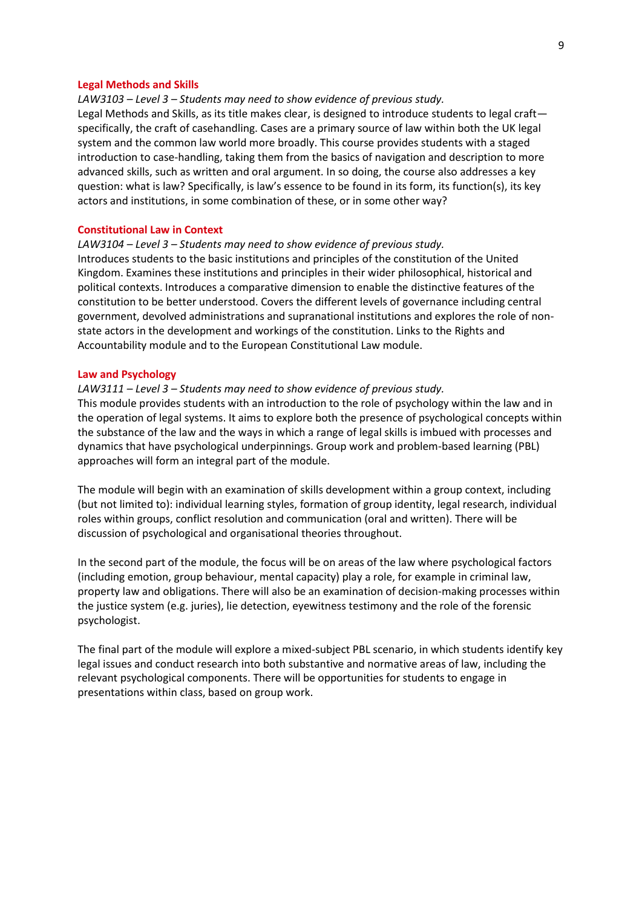### Legal Methods and Skills

*LAW3103 – Level 3 – Students may need to show evidence of previous study.*

Legal Methods and Skills, as its title makes clear, is designed to introduce students to legal craft—specifically, the craft of casehandling. Cases are a primary source of law within both the UK legal system and the common law world more broadly. This course provides students with a staged introduction to case-handling, taking them from the basics of navigation and description to more advanced skills, such as written and oral argument. In so doing, the course also addresses a key question: what is law? Specifically, is law's essence to be found in its form, its function(s), its key actors and institutions, in some combination of these, or in some other way?

### Constitutional Law in Context

*LAW3104 – Level 3 – Students may need to show evidence of previous study.*

Introduces students to the basic institutions and principles of the constitution of the United Kingdom. Examines these institutions and principles in their wider philosophical, historical and political contexts. Introduces a comparative dimension to enable the distinctive features of the constitution to be better understood. Covers the different levels of governance including central government, devolved administrations and supranational institutions and explores the role of non-state actors in the development and workings of the constitution. Links to the Rights and Accountability module and to the European Constitutional Law module.

### Law and Psychology

*LAW3111 – Level 3 – Students may need to show evidence of previous study.*

This module provides students with an introduction to the role of psychology within the law and in the operation of legal systems. It aims to explore both the presence of psychological concepts within the substance of the law and the ways in which a range of legal skills is imbued with processes and dynamics that have psychological underpinnings. Group work and problem-based learning (PBL) approaches will form an integral part of the module.

The module will begin with an examination of skills development within a group context, including (but not limited to): individual learning styles, formation of group identity, legal research, individual roles within groups, conflict resolution and communication (oral and written). There will be discussion of psychological and organisational theories throughout.

In the second part of the module, the focus will be on areas of the law where psychological factors (including emotion, group behaviour, mental capacity) play a role, for example in criminal law, property law and obligations. There will also be an examination of decision-making processes within the justice system (e.g. juries), lie detection, eyewitness testimony and the role of the forensic psychologist.

The final part of the module will explore a mixed-subject PBL scenario, in which students identify key legal issues and conduct research into both substantive and normative areas of law, including the relevant psychological components. There will be opportunities for students to engage in presentations within class, based on group work.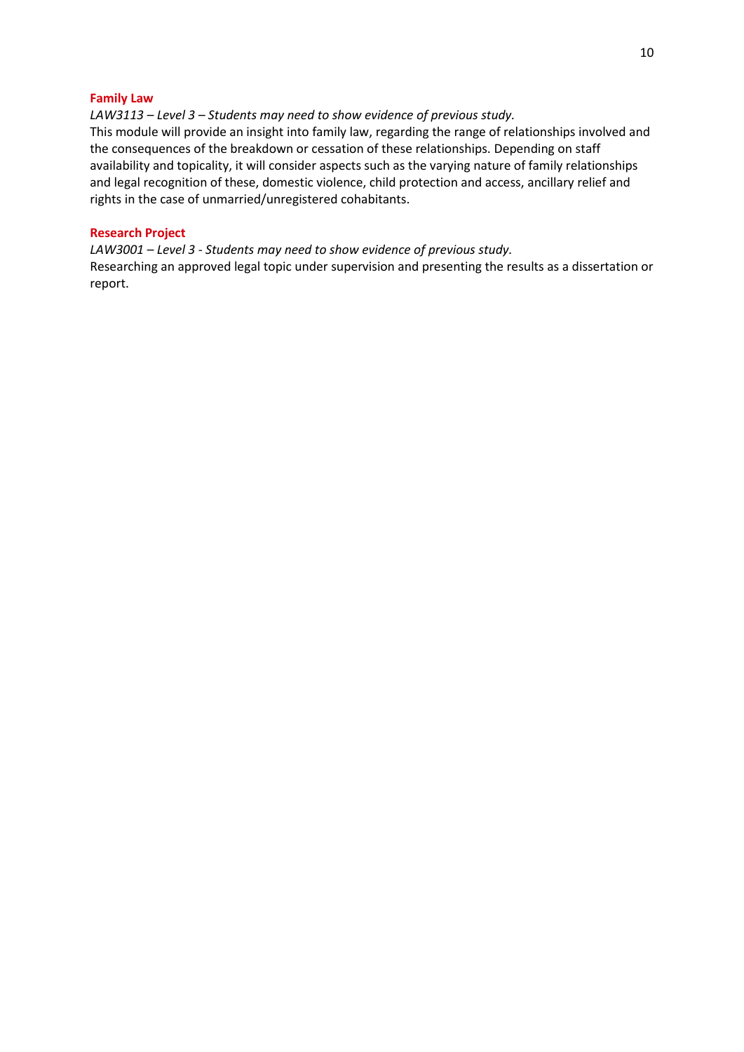### Family Law

*LAW3113 – Level 3 – Students may need to show evidence of previous study.*

This module will provide an insight into family law, regarding the range of relationships involved and the consequences of the breakdown or cessation of these relationships. Depending on staff availability and topicality, it will consider aspects such as the varying nature of family relationships and legal recognition of these, domestic violence, child protection and access, ancillary relief and rights in the case of unmarried/unregistered cohabitants.

### Research Project

*LAW3001 – Level 3 - Students may need to show evidence of previous study.*

Researching an approved legal topic under supervision and presenting the results as a dissertation or report.